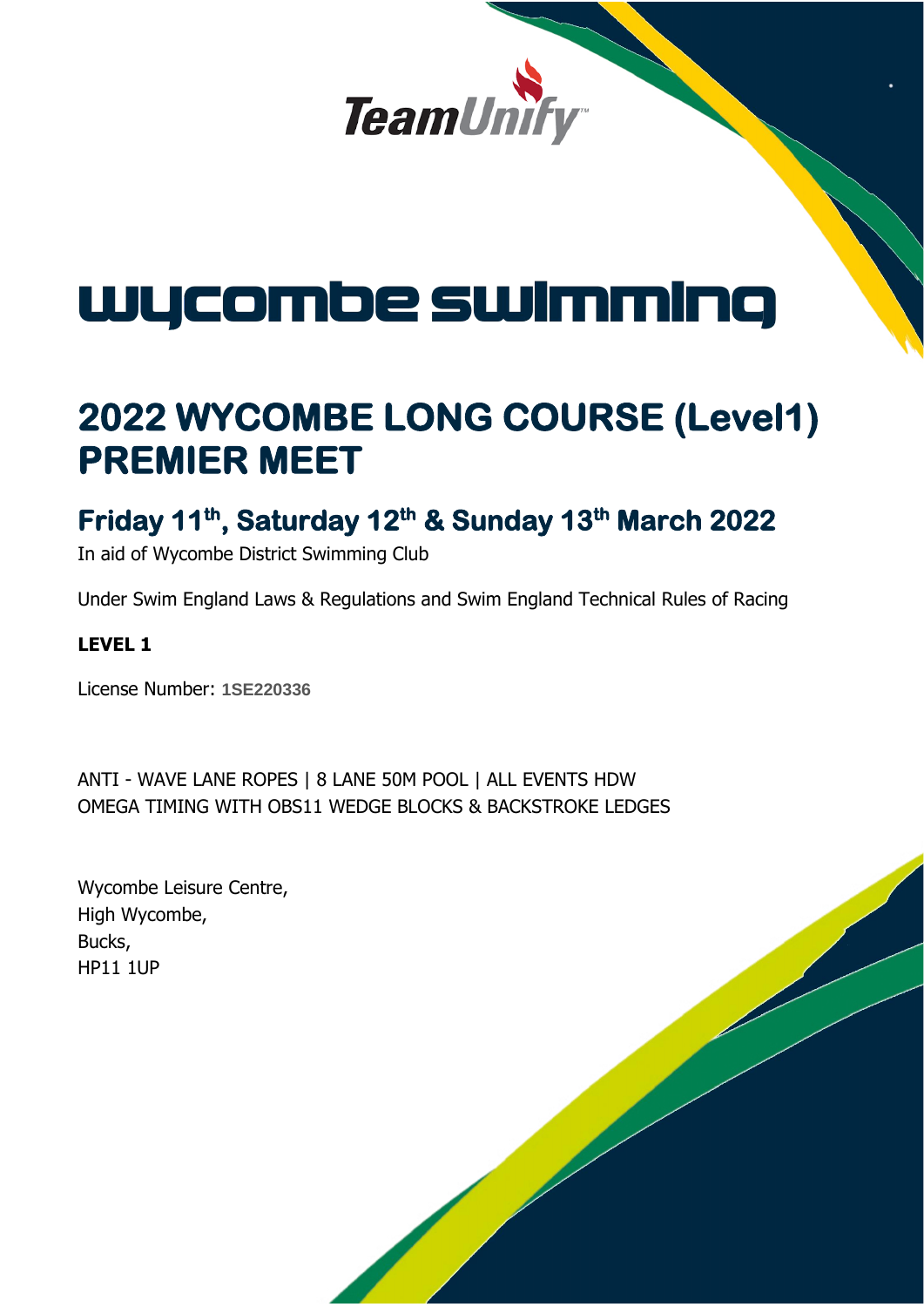TeamUnify

# wycombe swimming

# 2022 WYCOMBE LONG COURSE (Level1) PREMIER MEET

## Friday 11th, Saturday 12th & Sunday 13th March 2022

In aid of Wycombe District Swimming Club

Under Swim England Laws & Regulations and Swim England Technical Rules of Racing

**LEVEL 1**

License Number: **1SE220336**

ANTI - WAVE LANE ROPES | 8 LANE 50M POOL | ALL EVENTS HDW
OMEGA TIMING WITH OBS11 WEDGE BLOCKS & BACKSTROKE LEDGES

Wycombe Leisure Centre,
High Wycombe,
Bucks,
HP11 1UP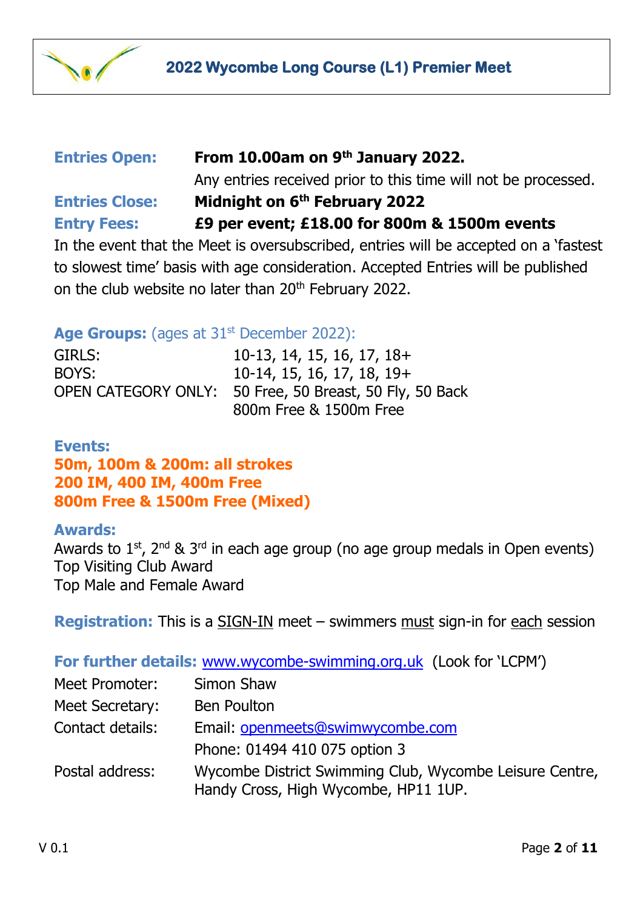**Entries Open:** **From 10.00am on 9th January 2022.**
Any entries received prior to this time will not be processed.

**Entries Close:** **Midnight on 6th February 2022**

**Entry Fees:** **£9 per event; £18.00 for 800m & 1500m events**

In the event that the Meet is oversubscribed, entries will be accepted on a 'fastest to slowest time' basis with age consideration. Accepted Entries will be published on the club website no later than 20th February 2022.

**Age Groups:** (ages at 31st December 2022):

| | |
|---|---|
| GIRLS: | 10-13, 14, 15, 16, 17, 18+ |
| BOYS: | 10-14, 15, 16, 17, 18, 19+ |
| OPEN CATEGORY ONLY: | 50 Free, 50 Breast, 50 Fly, 50 Back<br>800m Free & 1500m Free |

**Events:**

**50m, 100m & 200m: all strokes**
**200 IM, 400 IM, 400m Free**
**800m Free & 1500m Free (Mixed)**

**Awards:**

Awards to 1st, 2nd & 3rd in each age group (no age group medals in Open events)
Top Visiting Club Award
Top Male and Female Award

**Registration:** This is a SIGN-IN meet – swimmers must sign-in for each session

**For further details:** www.wycombe-swimming.org.uk (Look for 'LCPM')

| | |
|---|---|
| Meet Promoter: | Simon Shaw |
| Meet Secretary: | Ben Poulton |
| Contact details: | Email: openmeets@swimwycombe.com<br>Phone: 01494 410 075 option 3 |
| Postal address: | Wycombe District Swimming Club, Wycombe Leisure Centre, Handy Cross, High Wycombe, HP11 1UP. |

V 0.1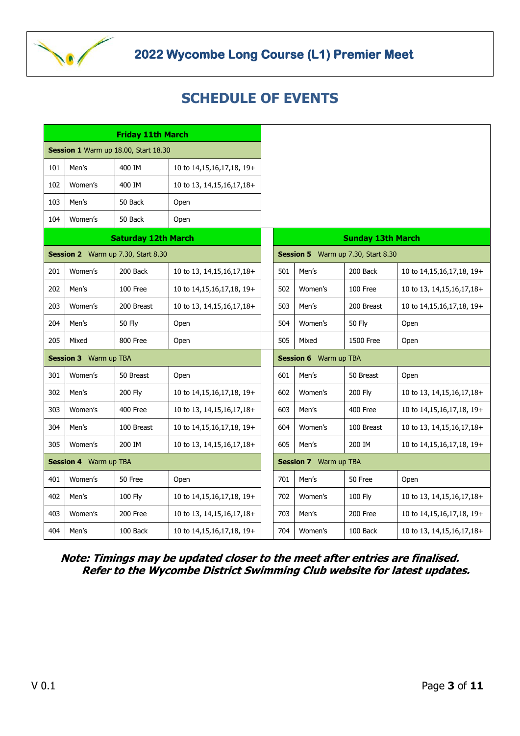## 2022 Wycombe Long Course (L1) Premier Meet

# SCHEDULE OF EVENTS

| Friday 11th March | | | |
|---|---|---|---|
| **Session 1** Warm up 18.00, Start 18.30 | | | |
| 101 | Men's | 400 IM | 10 to 14,15,16,17,18, 19+ |
| 102 | Women's | 400 IM | 10 to 13, 14,15,16,17,18+ |
| 103 | Men's | 50 Back | Open |
| 104 | Women's | 50 Back | Open |

| Saturday 12th March | | | |
|---|---|---|---|
| **Session 2** Warm up 7.30, Start 8.30 | | | |
| 201 | Women's | 200 Back | 10 to 13, 14,15,16,17,18+ |
| 202 | Men's | 100 Free | 10 to 14,15,16,17,18, 19+ |
| 203 | Women's | 200 Breast | 10 to 13, 14,15,16,17,18+ |
| 204 | Men's | 50 Fly | Open |
| 205 | Mixed | 800 Free | Open |
| **Session 3** Warm up TBA | | | |
| 301 | Women's | 50 Breast | Open |
| 302 | Men's | 200 Fly | 10 to 14,15,16,17,18, 19+ |
| 303 | Women's | 400 Free | 10 to 13, 14,15,16,17,18+ |
| 304 | Men's | 100 Breast | 10 to 14,15,16,17,18, 19+ |
| 305 | Women's | 200 IM | 10 to 13, 14,15,16,17,18+ |
| **Session 4** Warm up TBA | | | |
| 401 | Women's | 50 Free | Open |
| 402 | Men's | 100 Fly | 10 to 14,15,16,17,18, 19+ |
| 403 | Women's | 200 Free | 10 to 13, 14,15,16,17,18+ |
| 404 | Men's | 100 Back | 10 to 14,15,16,17,18, 19+ |

| Sunday 13th March | | | |
|---|---|---|---|
| **Session 5** Warm up 7.30, Start 8.30 | | | |
| 501 | Men's | 200 Back | 10 to 14,15,16,17,18, 19+ |
| 502 | Women's | 100 Free | 10 to 13, 14,15,16,17,18+ |
| 503 | Men's | 200 Breast | 10 to 14,15,16,17,18, 19+ |
| 504 | Women's | 50 Fly | Open |
| 505 | Mixed | 1500 Free | Open |
| **Session 6** Warm up TBA | | | |
| 601 | Men's | 50 Breast | Open |
| 602 | Women's | 200 Fly | 10 to 13, 14,15,16,17,18+ |
| 603 | Men's | 400 Free | 10 to 14,15,16,17,18, 19+ |
| 604 | Women's | 100 Breast | 10 to 13, 14,15,16,17,18+ |
| 605 | Men's | 200 IM | 10 to 14,15,16,17,18, 19+ |
| **Session 7** Warm up TBA | | | |
| 701 | Men's | 50 Free | Open |
| 702 | Women's | 100 Fly | 10 to 13, 14,15,16,17,18+ |
| 703 | Men's | 200 Free | 10 to 14,15,16,17,18, 19+ |
| 704 | Women's | 100 Back | 10 to 13, 14,15,16,17,18+ |

***Note: Timings may be updated closer to the meet after entries are finalised. Refer to the Wycombe District Swimming Club website for latest updates.***

V 0.1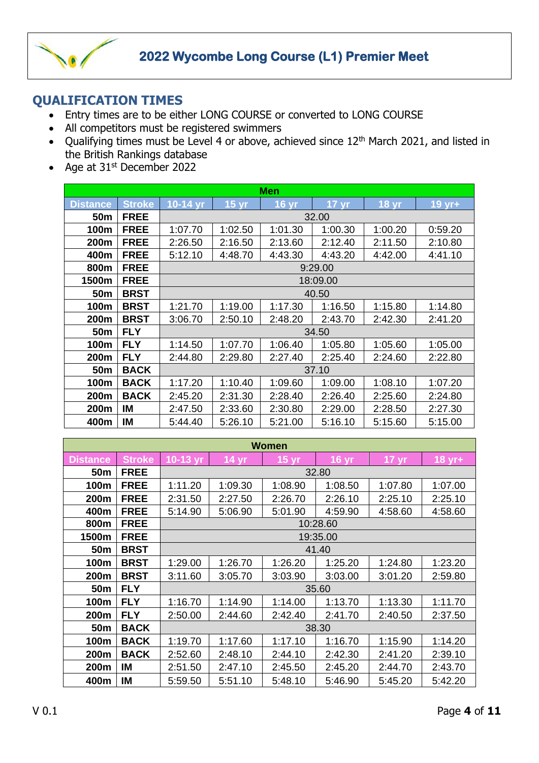## QUALIFICATION TIMES

- Entry times are to be either LONG COURSE or converted to LONG COURSE
- All competitors must be registered swimmers
- Qualifying times must be Level 4 or above, achieved since 12th March 2021, and listed in the British Rankings database
- Age at 31st December 2022

| Men | | | | | | | |
|---|---|---|---|---|---|---|---|
| **Distance** | **Stroke** | **10-14 yr** | **15 yr** | **16 yr** | **17 yr** | **18 yr** | **19 yr+** |
| **50m** | **FREE** | 32.00 | | | | | |
| **100m** | **FREE** | 1:07.70 | 1:02.50 | 1:01.30 | 1:00.30 | 1:00.20 | 0:59.20 |
| **200m** | **FREE** | 2:26.50 | 2:16.50 | 2:13.60 | 2:12.40 | 2:11.50 | 2:10.80 |
| **400m** | **FREE** | 5:12.10 | 4:48.70 | 4:43.30 | 4:43.20 | 4:42.00 | 4:41.10 |
| **800m** | **FREE** | 9:29.00 | | | | | |
| **1500m** | **FREE** | 18:09.00 | | | | | |
| **50m** | **BRST** | 40.50 | | | | | |
| **100m** | **BRST** | 1:21.70 | 1:19.00 | 1:17.30 | 1:16.50 | 1:15.80 | 1:14.80 |
| **200m** | **BRST** | 3:06.70 | 2:50.10 | 2:48.20 | 2:43.70 | 2:42.30 | 2:41.20 |
| **50m** | **FLY** | 34.50 | | | | | |
| **100m** | **FLY** | 1:14.50 | 1:07.70 | 1:06.40 | 1:05.80 | 1:05.60 | 1:05.00 |
| **200m** | **FLY** | 2:44.80 | 2:29.80 | 2:27.40 | 2:25.40 | 2:24.60 | 2:22.80 |
| **50m** | **BACK** | 37.10 | | | | | |
| **100m** | **BACK** | 1:17.20 | 1:10.40 | 1:09.60 | 1:09.00 | 1:08.10 | 1:07.20 |
| **200m** | **BACK** | 2:45.20 | 2:31.30 | 2:28.40 | 2:26.40 | 2:25.60 | 2:24.80 |
| **200m** | **IM** | 2:47.50 | 2:33.60 | 2:30.80 | 2:29.00 | 2:28.50 | 2:27.30 |
| **400m** | **IM** | 5:44.40 | 5:26.10 | 5:21.00 | 5:16.10 | 5:15.60 | 5:15.00 |

| Women | | | | | | | |
|---|---|---|---|---|---|---|---|
| **Distance** | **Stroke** | **10-13 yr** | **14 yr** | **15 yr** | **16 yr** | **17 yr** | **18 yr+** |
| **50m** | **FREE** | 32.80 | | | | | |
| **100m** | **FREE** | 1:11.20 | 1:09.30 | 1:08.90 | 1:08.50 | 1:07.80 | 1:07.00 |
| **200m** | **FREE** | 2:31.50 | 2:27.50 | 2:26.70 | 2:26.10 | 2:25.10 | 2:25.10 |
| **400m** | **FREE** | 5:14.90 | 5:06.90 | 5:01.90 | 4:59.90 | 4:58.60 | 4:58.60 |
| **800m** | **FREE** | 10:28.60 | | | | | |
| **1500m** | **FREE** | 19:35.00 | | | | | |
| **50m** | **BRST** | 41.40 | | | | | |
| **100m** | **BRST** | 1:29.00 | 1:26.70 | 1:26.20 | 1:25.20 | 1:24.80 | 1:23.20 |
| **200m** | **BRST** | 3:11.60 | 3:05.70 | 3:03.90 | 3:03.00 | 3:01.20 | 2:59.80 |
| **50m** | **FLY** | 35.60 | | | | | |
| **100m** | **FLY** | 1:16.70 | 1:14.90 | 1:14.00 | 1:13.70 | 1:13.30 | 1:11.70 |
| **200m** | **FLY** | 2:50.00 | 2:44.60 | 2:42.40 | 2:41.70 | 2:40.50 | 2:37.50 |
| **50m** | **BACK** | 38.30 | | | | | |
| **100m** | **BACK** | 1:19.70 | 1:17.60 | 1:17.10 | 1:16.70 | 1:15.90 | 1:14.20 |
| **200m** | **BACK** | 2:52.60 | 2:48.10 | 2:44.10 | 2:42.30 | 2:41.20 | 2:39.10 |
| **200m** | **IM** | 2:51.50 | 2:47.10 | 2:45.50 | 2:45.20 | 2:44.70 | 2:43.70 |
| **400m** | **IM** | 5:59.50 | 5:51.10 | 5:48.10 | 5:46.90 | 5:45.20 | 5:42.20 |

V 0.1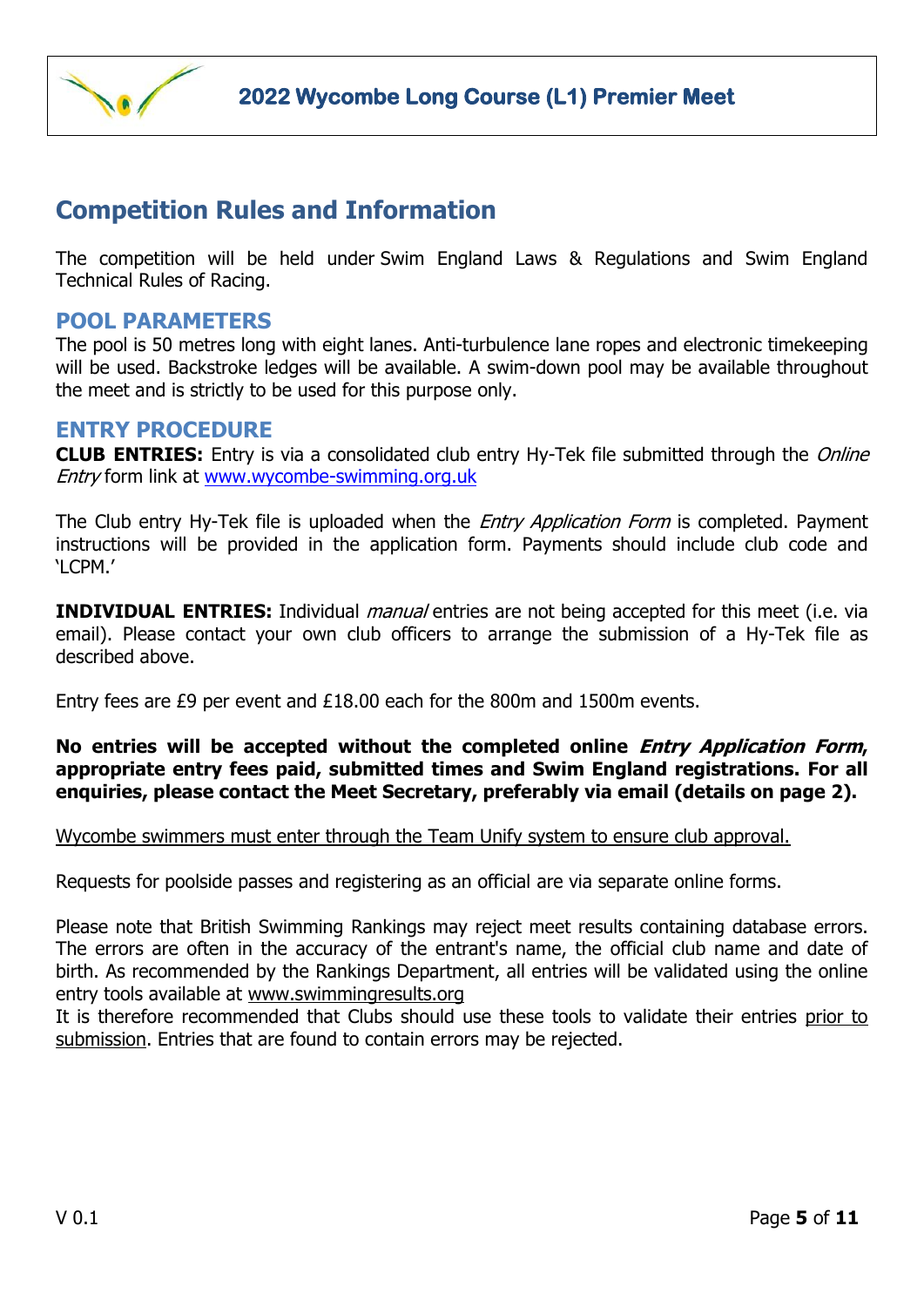# Competition Rules and Information

The competition will be held under Swim England Laws & Regulations and Swim England Technical Rules of Racing.

## POOL PARAMETERS

The pool is 50 metres long with eight lanes. Anti-turbulence lane ropes and electronic timekeeping will be used. Backstroke ledges will be available. A swim-down pool may be available throughout the meet and is strictly to be used for this purpose only.

## ENTRY PROCEDURE

**CLUB ENTRIES:** Entry is via a consolidated club entry Hy-Tek file submitted through the *Online Entry* form link at www.wycombe-swimming.org.uk

The Club entry Hy-Tek file is uploaded when the *Entry Application Form* is completed. Payment instructions will be provided in the application form. Payments should include club code and 'LCPM.'

**INDIVIDUAL ENTRIES:** Individual *manual* entries are not being accepted for this meet (i.e. via email). Please contact your own club officers to arrange the submission of a Hy-Tek file as described above.

Entry fees are £9 per event and £18.00 each for the 800m and 1500m events.

**No entries will be accepted without the completed online *Entry Application Form*, appropriate entry fees paid, submitted times and Swim England registrations. For all enquiries, please contact the Meet Secretary, preferably via email (details on page 2).**

Wycombe swimmers must enter through the Team Unify system to ensure club approval.

Requests for poolside passes and registering as an official are via separate online forms.

Please note that British Swimming Rankings may reject meet results containing database errors. The errors are often in the accuracy of the entrant's name, the official club name and date of birth. As recommended by the Rankings Department, all entries will be validated using the online entry tools available at www.swimmingresults.org

It is therefore recommended that Clubs should use these tools to validate their entries prior to submission. Entries that are found to contain errors may be rejected.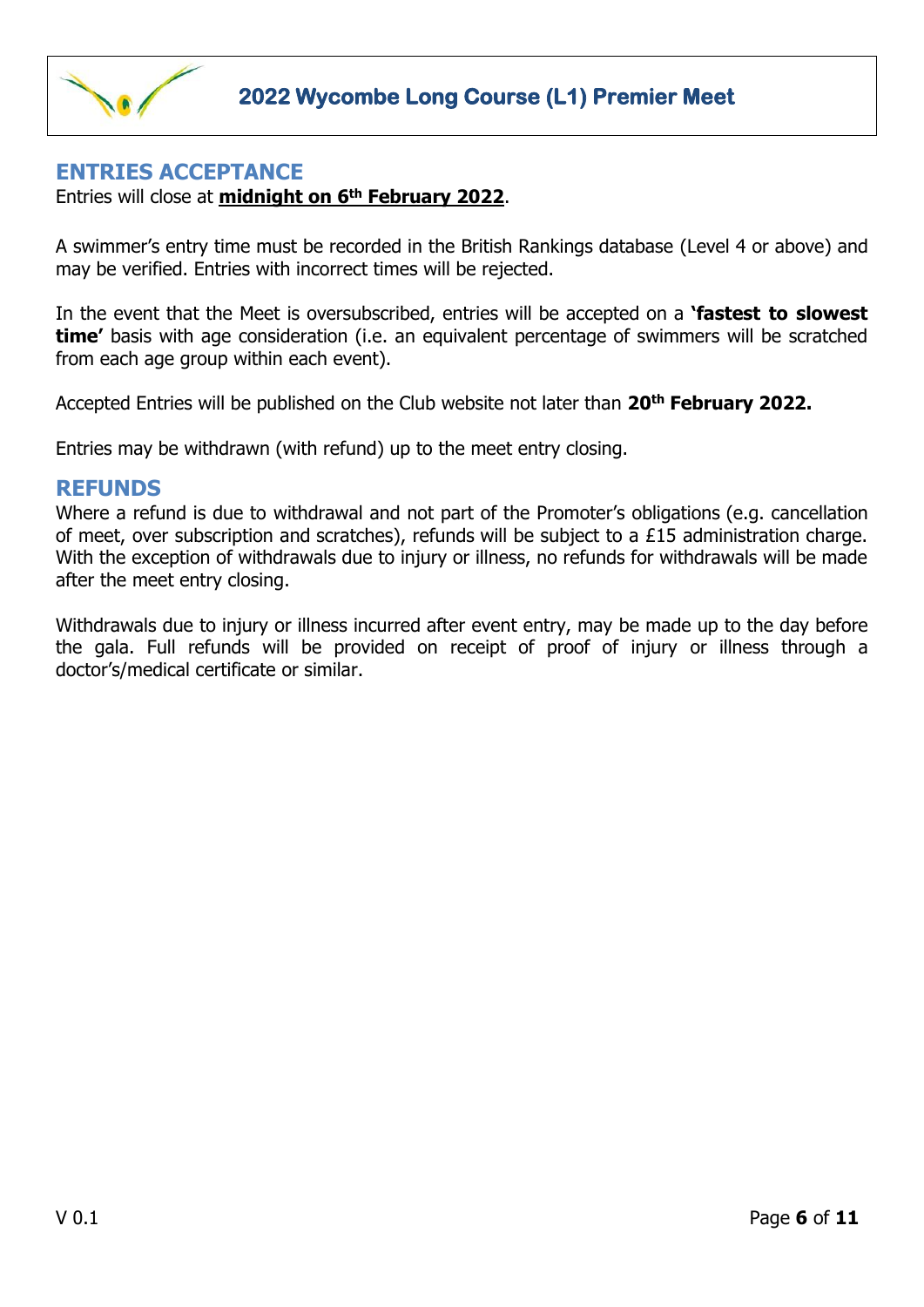## ENTRIES ACCEPTANCE

Entries will close at **midnight on 6th February 2022**.

A swimmer's entry time must be recorded in the British Rankings database (Level 4 or above) and may be verified. Entries with incorrect times will be rejected.

In the event that the Meet is oversubscribed, entries will be accepted on a **'fastest to slowest time'** basis with age consideration (i.e. an equivalent percentage of swimmers will be scratched from each age group within each event).

Accepted Entries will be published on the Club website not later than **20th February 2022.**

Entries may be withdrawn (with refund) up to the meet entry closing.

## REFUNDS

Where a refund is due to withdrawal and not part of the Promoter's obligations (e.g. cancellation of meet, over subscription and scratches), refunds will be subject to a £15 administration charge. With the exception of withdrawals due to injury or illness, no refunds for withdrawals will be made after the meet entry closing.

Withdrawals due to injury or illness incurred after event entry, may be made up to the day before the gala. Full refunds will be provided on receipt of proof of injury or illness through a doctor's/medical certificate or similar.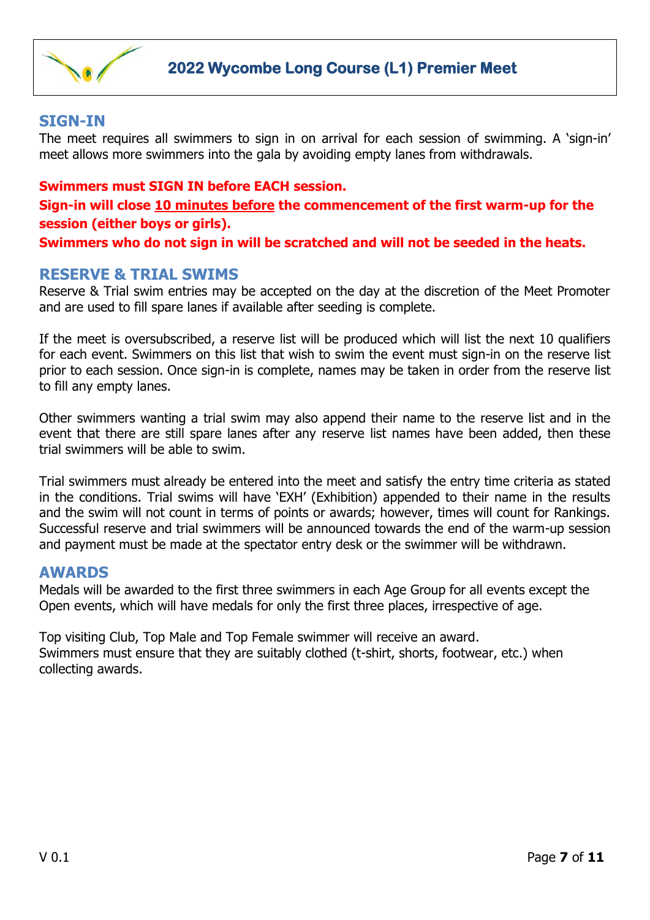## SIGN-IN

The meet requires all swimmers to sign in on arrival for each session of swimming. A 'sign-in' meet allows more swimmers into the gala by avoiding empty lanes from withdrawals.

**Swimmers must SIGN IN before EACH session.**

**Sign-in will close 10 minutes before the commencement of the first warm-up for the session (either boys or girls).**

**Swimmers who do not sign in will be scratched and will not be seeded in the heats.**

## RESERVE & TRIAL SWIMS

Reserve & Trial swim entries may be accepted on the day at the discretion of the Meet Promoter and are used to fill spare lanes if available after seeding is complete.

If the meet is oversubscribed, a reserve list will be produced which will list the next 10 qualifiers for each event. Swimmers on this list that wish to swim the event must sign-in on the reserve list prior to each session. Once sign-in is complete, names may be taken in order from the reserve list to fill any empty lanes.

Other swimmers wanting a trial swim may also append their name to the reserve list and in the event that there are still spare lanes after any reserve list names have been added, then these trial swimmers will be able to swim.

Trial swimmers must already be entered into the meet and satisfy the entry time criteria as stated in the conditions. Trial swims will have 'EXH' (Exhibition) appended to their name in the results and the swim will not count in terms of points or awards; however, times will count for Rankings. Successful reserve and trial swimmers will be announced towards the end of the warm-up session and payment must be made at the spectator entry desk or the swimmer will be withdrawn.

## AWARDS

Medals will be awarded to the first three swimmers in each Age Group for all events except the Open events, which will have medals for only the first three places, irrespective of age.

Top visiting Club, Top Male and Top Female swimmer will receive an award.
Swimmers must ensure that they are suitably clothed (t-shirt, shorts, footwear, etc.) when collecting awards.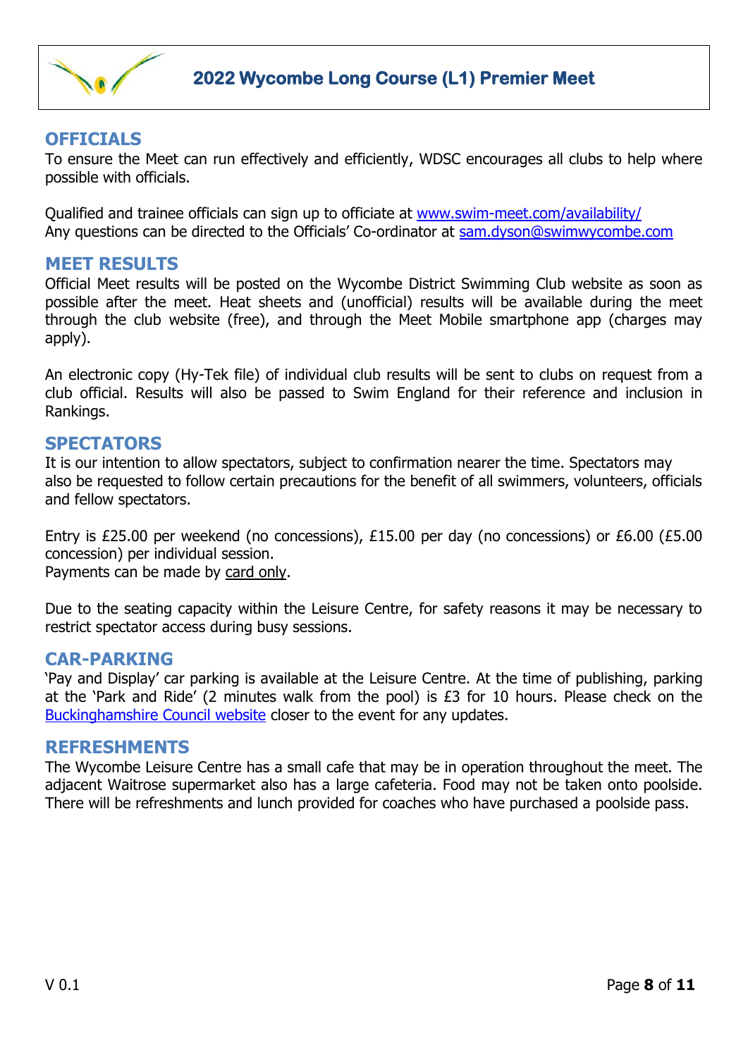## OFFICIALS

To ensure the Meet can run effectively and efficiently, WDSC encourages all clubs to help where possible with officials.

Qualified and trainee officials can sign up to officiate at [www.swim-meet.com/availability/](http://www.swim-meet.com/availability/)
Any questions can be directed to the Officials' Co-ordinator at [sam.dyson@swimwycombe.com](mailto:sam.dyson@swimwycombe.com)

## MEET RESULTS

Official Meet results will be posted on the Wycombe District Swimming Club website as soon as possible after the meet. Heat sheets and (unofficial) results will be available during the meet through the club website (free), and through the Meet Mobile smartphone app (charges may apply).

An electronic copy (Hy-Tek file) of individual club results will be sent to clubs on request from a club official. Results will also be passed to Swim England for their reference and inclusion in Rankings.

## SPECTATORS

It is our intention to allow spectators, subject to confirmation nearer the time. Spectators may also be requested to follow certain precautions for the benefit of all swimmers, volunteers, officials and fellow spectators.

Entry is £25.00 per weekend (no concessions), £15.00 per day (no concessions) or £6.00 (£5.00 concession) per individual session.
Payments can be made by card only.

Due to the seating capacity within the Leisure Centre, for safety reasons it may be necessary to restrict spectator access during busy sessions.

## CAR-PARKING

'Pay and Display' car parking is available at the Leisure Centre. At the time of publishing, parking at the 'Park and Ride' (2 minutes walk from the pool) is £3 for 10 hours. Please check on the Buckinghamshire Council website closer to the event for any updates.

## REFRESHMENTS

The Wycombe Leisure Centre has a small cafe that may be in operation throughout the meet. The adjacent Waitrose supermarket also has a large cafeteria. Food may not be taken onto poolside. There will be refreshments and lunch provided for coaches who have purchased a poolside pass.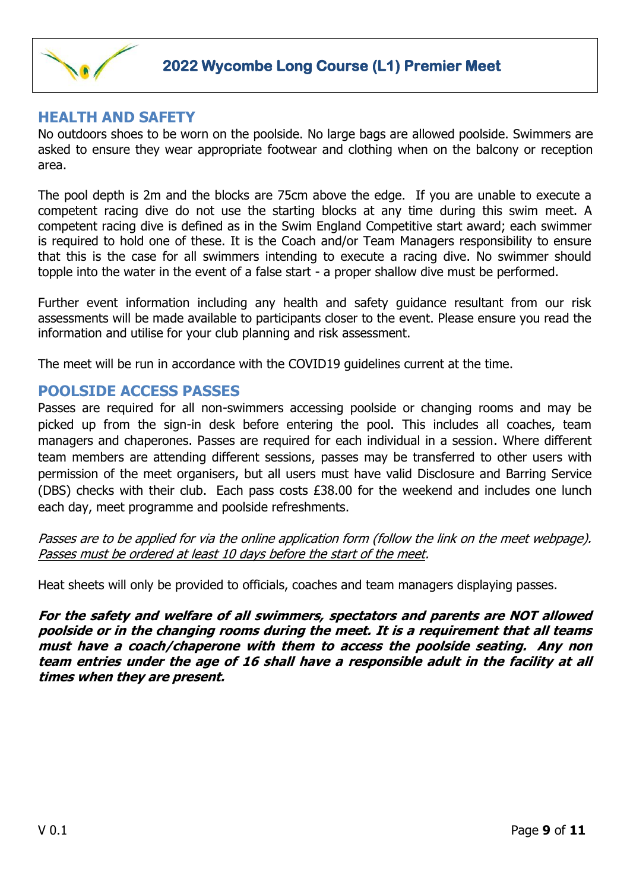## HEALTH AND SAFETY

No outdoors shoes to be worn on the poolside. No large bags are allowed poolside. Swimmers are asked to ensure they wear appropriate footwear and clothing when on the balcony or reception area.

The pool depth is 2m and the blocks are 75cm above the edge. If you are unable to execute a competent racing dive do not use the starting blocks at any time during this swim meet. A competent racing dive is defined as in the Swim England Competitive start award; each swimmer is required to hold one of these. It is the Coach and/or Team Managers responsibility to ensure that this is the case for all swimmers intending to execute a racing dive. No swimmer should topple into the water in the event of a false start - a proper shallow dive must be performed.

Further event information including any health and safety guidance resultant from our risk assessments will be made available to participants closer to the event. Please ensure you read the information and utilise for your club planning and risk assessment.

The meet will be run in accordance with the COVID19 guidelines current at the time.

## POOLSIDE ACCESS PASSES

Passes are required for all non-swimmers accessing poolside or changing rooms and may be picked up from the sign-in desk before entering the pool. This includes all coaches, team managers and chaperones. Passes are required for each individual in a session. Where different team members are attending different sessions, passes may be transferred to other users with permission of the meet organisers, but all users must have valid Disclosure and Barring Service (DBS) checks with their club. Each pass costs £38.00 for the weekend and includes one lunch each day, meet programme and poolside refreshments.

*Passes are to be applied for via the online application form (follow the link on the meet webpage). <u>Passes must be ordered at least 10 days before the start of the meet</u>.*

Heat sheets will only be provided to officials, coaches and team managers displaying passes.

***For the safety and welfare of all swimmers, spectators and parents are NOT allowed poolside or in the changing rooms during the meet. It is a requirement that all teams must have a coach/chaperone with them to access the poolside seating. Any non team entries under the age of 16 shall have a responsible adult in the facility at all times when they are present.***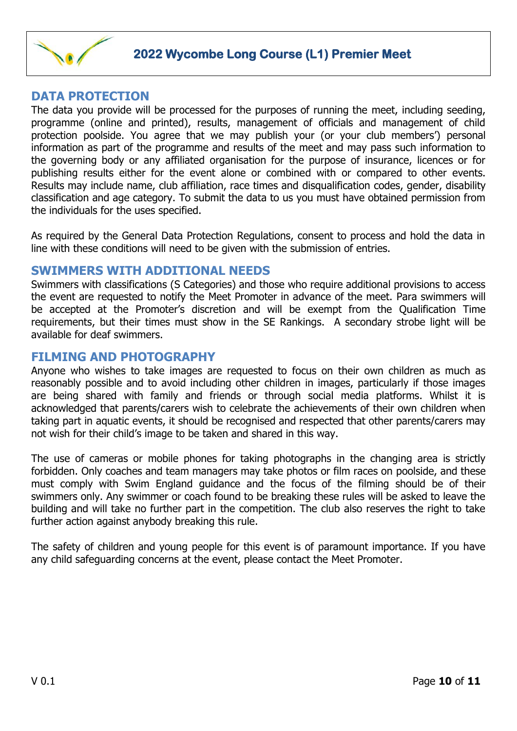## DATA PROTECTION

The data you provide will be processed for the purposes of running the meet, including seeding, programme (online and printed), results, management of officials and management of child protection poolside. You agree that we may publish your (or your club members') personal information as part of the programme and results of the meet and may pass such information to the governing body or any affiliated organisation for the purpose of insurance, licences or for publishing results either for the event alone or combined with or compared to other events. Results may include name, club affiliation, race times and disqualification codes, gender, disability classification and age category. To submit the data to us you must have obtained permission from the individuals for the uses specified.

As required by the General Data Protection Regulations, consent to process and hold the data in line with these conditions will need to be given with the submission of entries.

## SWIMMERS WITH ADDITIONAL NEEDS

Swimmers with classifications (S Categories) and those who require additional provisions to access the event are requested to notify the Meet Promoter in advance of the meet. Para swimmers will be accepted at the Promoter's discretion and will be exempt from the Qualification Time requirements, but their times must show in the SE Rankings. A secondary strobe light will be available for deaf swimmers.

## FILMING AND PHOTOGRAPHY

Anyone who wishes to take images are requested to focus on their own children as much as reasonably possible and to avoid including other children in images, particularly if those images are being shared with family and friends or through social media platforms. Whilst it is acknowledged that parents/carers wish to celebrate the achievements of their own children when taking part in aquatic events, it should be recognised and respected that other parents/carers may not wish for their child's image to be taken and shared in this way.

The use of cameras or mobile phones for taking photographs in the changing area is strictly forbidden. Only coaches and team managers may take photos or film races on poolside, and these must comply with Swim England guidance and the focus of the filming should be of their swimmers only. Any swimmer or coach found to be breaking these rules will be asked to leave the building and will take no further part in the competition. The club also reserves the right to take further action against anybody breaking this rule.

The safety of children and young people for this event is of paramount importance. If you have any child safeguarding concerns at the event, please contact the Meet Promoter.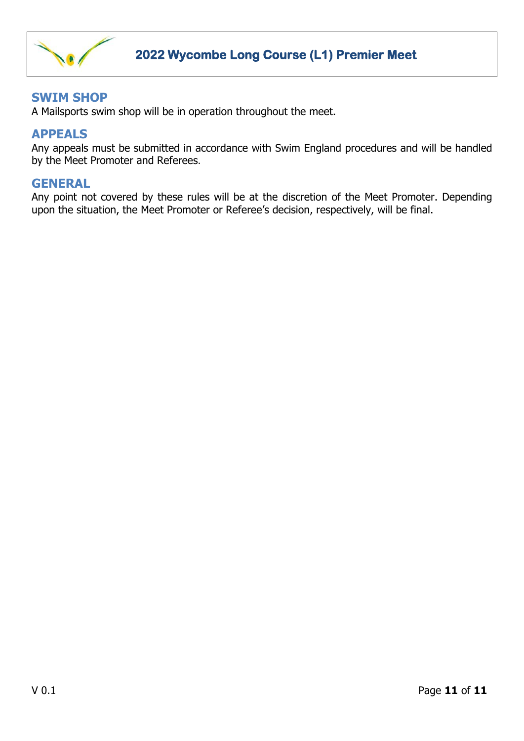## SWIM SHOP

A Mailsports swim shop will be in operation throughout the meet.

## APPEALS

Any appeals must be submitted in accordance with Swim England procedures and will be handled by the Meet Promoter and Referees.

## GENERAL

Any point not covered by these rules will be at the discretion of the Meet Promoter. Depending upon the situation, the Meet Promoter or Referee's decision, respectively, will be final.